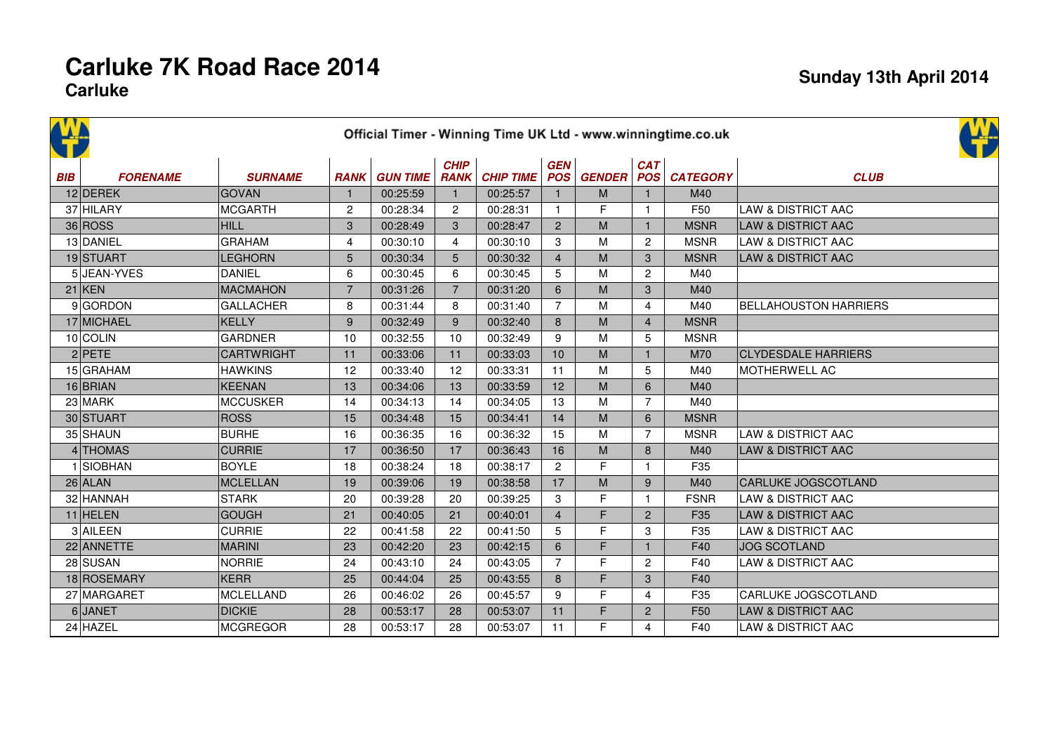# Carluke 7K Road Race 2014

## Carluke

**Sunday 13th April 2014**

Official Timer - Winning Time UK Ltd - www.winningtime.co.uk

| BIB | FORENAME | SURNAME | RANK | GUN TIME | CHIP RANK | CHIP TIME | GEN POS | GENDER | CAT POS | CATEGORY | CLUB |
|---|---|---|---|---|---|---|---|---|---|---|---|
| 12 | DEREK | GOVAN | 1 | 00:25:59 | 1 | 00:25:57 | 1 | M | 1 | M40 | |
| 37 | HILARY | MCGARTH | 2 | 00:28:34 | 2 | 00:28:31 | 1 | F | 1 | F50 | LAW & DISTRICT AAC |
| 36 | ROSS | HILL | 3 | 00:28:49 | 3 | 00:28:47 | 2 | M | 1 | MSNR | LAW & DISTRICT AAC |
| 13 | DANIEL | GRAHAM | 4 | 00:30:10 | 4 | 00:30:10 | 3 | M | 2 | MSNR | LAW & DISTRICT AAC |
| 19 | STUART | LEGHORN | 5 | 00:30:34 | 5 | 00:30:32 | 4 | M | 3 | MSNR | LAW & DISTRICT AAC |
| 5 | JEAN-YVES | DANIEL | 6 | 00:30:45 | 6 | 00:30:45 | 5 | M | 2 | M40 | |
| 21 | KEN | MACMAHON | 7 | 00:31:26 | 7 | 00:31:20 | 6 | M | 3 | M40 | |
| 9 | GORDON | GALLACHER | 8 | 00:31:44 | 8 | 00:31:40 | 7 | M | 4 | M40 | BELLAHOUSTON HARRIERS |
| 17 | MICHAEL | KELLY | 9 | 00:32:49 | 9 | 00:32:40 | 8 | M | 4 | MSNR | |
| 10 | COLIN | GARDNER | 10 | 00:32:55 | 10 | 00:32:49 | 9 | M | 5 | MSNR | |
| 2 | PETE | CARTWRIGHT | 11 | 00:33:06 | 11 | 00:33:03 | 10 | M | 1 | M70 | CLYDESDALE HARRIERS |
| 15 | GRAHAM | HAWKINS | 12 | 00:33:40 | 12 | 00:33:31 | 11 | M | 5 | M40 | MOTHERWELL AC |
| 16 | BRIAN | KEENAN | 13 | 00:34:06 | 13 | 00:33:59 | 12 | M | 6 | M40 | |
| 23 | MARK | MCCUSKER | 14 | 00:34:13 | 14 | 00:34:05 | 13 | M | 7 | M40 | |
| 30 | STUART | ROSS | 15 | 00:34:48 | 15 | 00:34:41 | 14 | M | 6 | MSNR | |
| 35 | SHAUN | BURHE | 16 | 00:36:35 | 16 | 00:36:32 | 15 | M | 7 | MSNR | LAW & DISTRICT AAC |
| 4 | THOMAS | CURRIE | 17 | 00:36:50 | 17 | 00:36:43 | 16 | M | 8 | M40 | LAW & DISTRICT AAC |
| 1 | SIOBHAN | BOYLE | 18 | 00:38:24 | 18 | 00:38:17 | 2 | F | 1 | F35 | |
| 26 | ALAN | MCLELLAN | 19 | 00:39:06 | 19 | 00:38:58 | 17 | M | 9 | M40 | CARLUKE JOGSCOTLAND |
| 32 | HANNAH | STARK | 20 | 00:39:28 | 20 | 00:39:25 | 3 | F | 1 | FSNR | LAW & DISTRICT AAC |
| 11 | HELEN | GOUGH | 21 | 00:40:05 | 21 | 00:40:01 | 4 | F | 2 | F35 | LAW & DISTRICT AAC |
| 3 | AILEEN | CURRIE | 22 | 00:41:58 | 22 | 00:41:50 | 5 | F | 3 | F35 | LAW & DISTRICT AAC |
| 22 | ANNETTE | MARINI | 23 | 00:42:20 | 23 | 00:42:15 | 6 | F | 1 | F40 | JOG SCOTLAND |
| 28 | SUSAN | NORRIE | 24 | 00:43:10 | 24 | 00:43:05 | 7 | F | 2 | F40 | LAW & DISTRICT AAC |
| 18 | ROSEMARY | KERR | 25 | 00:44:04 | 25 | 00:43:55 | 8 | F | 3 | F40 | |
| 27 | MARGARET | MCLELLAND | 26 | 00:46:02 | 26 | 00:45:57 | 9 | F | 4 | F35 | CARLUKE JOGSCOTLAND |
| 6 | JANET | DICKIE | 28 | 00:53:17 | 28 | 00:53:07 | 11 | F | 2 | F50 | LAW & DISTRICT AAC |
| 24 | HAZEL | MCGREGOR | 28 | 00:53:17 | 28 | 00:53:07 | 11 | F | 4 | F40 | LAW & DISTRICT AAC |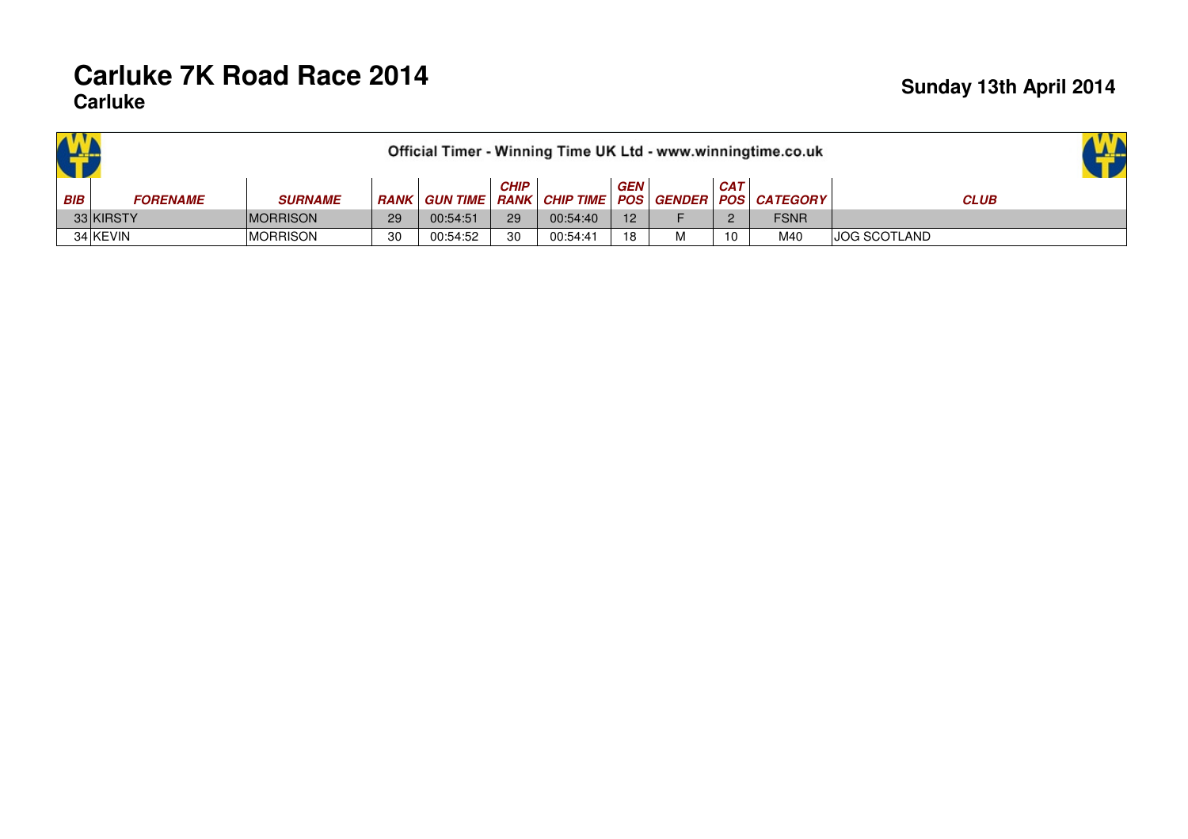# Carluke 7K Road Race 2014

## Carluke

**Sunday 13th April 2014**

Official Timer - Winning Time UK Ltd - www.winningtime.co.uk

| BIB | FORENAME | SURNAME | RANK | GUN TIME | CHIP RANK | CHIP TIME | GEN POS | GENDER | CAT POS | CATEGORY | CLUB |
|---|---|---|---|---|---|---|---|---|---|---|---|
| 33 | KIRSTY | MORRISON | 29 | 00:54:51 | 29 | 00:54:40 | 12 | F | 2 | FSNR | |
| 34 | KEVIN | MORRISON | 30 | 00:54:52 | 30 | 00:54:41 | 18 | M | 10 | M40 | JOG SCOTLAND |